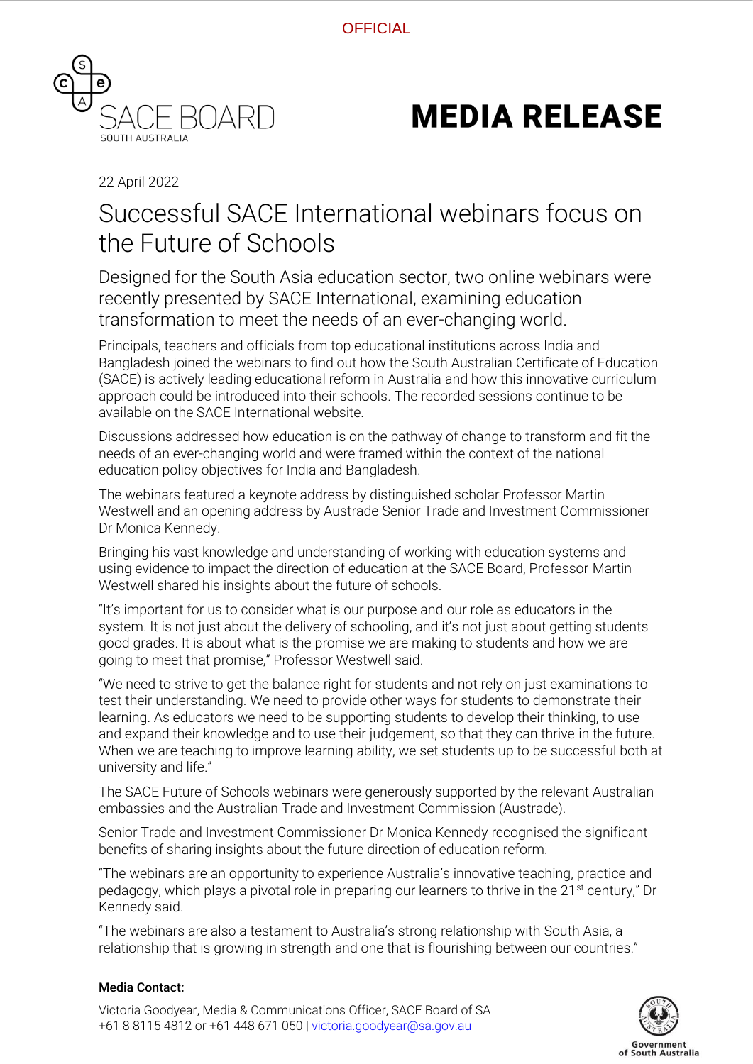OFFICIAL

SACE BOARD
SOUTH AUSTRALIA

# MEDIA RELEASE

22 April 2022

## Successful SACE International webinars focus on the Future of Schools

### Designed for the South Asia education sector, two online webinars were recently presented by SACE International, examining education transformation to meet the needs of an ever-changing world.

Principals, teachers and officials from top educational institutions across India and Bangladesh joined the webinars to find out how the South Australian Certificate of Education (SACE) is actively leading educational reform in Australia and how this innovative curriculum approach could be introduced into their schools. The recorded sessions continue to be available on the SACE International website.

Discussions addressed how education is on the pathway of change to transform and fit the needs of an ever-changing world and were framed within the context of the national education policy objectives for India and Bangladesh.

The webinars featured a keynote address by distinguished scholar Professor Martin Westwell and an opening address by Austrade Senior Trade and Investment Commissioner Dr Monica Kennedy.

Bringing his vast knowledge and understanding of working with education systems and using evidence to impact the direction of education at the SACE Board, Professor Martin Westwell shared his insights about the future of schools.

"It's important for us to consider what is our purpose and our role as educators in the system. It is not just about the delivery of schooling, and it's not just about getting students good grades. It is about what is the promise we are making to students and how we are going to meet that promise," Professor Westwell said.

"We need to strive to get the balance right for students and not rely on just examinations to test their understanding. We need to provide other ways for students to demonstrate their learning. As educators we need to be supporting students to develop their thinking, to use and expand their knowledge and to use their judgement, so that they can thrive in the future. When we are teaching to improve learning ability, we set students up to be successful both at university and life."

The SACE Future of Schools webinars were generously supported by the relevant Australian embassies and the Australian Trade and Investment Commission (Austrade).

Senior Trade and Investment Commissioner Dr Monica Kennedy recognised the significant benefits of sharing insights about the future direction of education reform.

"The webinars are an opportunity to experience Australia's innovative teaching, practice and pedagogy, which plays a pivotal role in preparing our learners to thrive in the 21st century," Dr Kennedy said.

"The webinars are also a testament to Australia's strong relationship with South Asia, a relationship that is growing in strength and one that is flourishing between our countries."

**Media Contact:**

Victoria Goodyear, Media & Communications Officer, SACE Board of SA
+61 8 8115 4812 or +61 448 671 050 | victoria.goodyear@sa.gov.au

Government of South Australia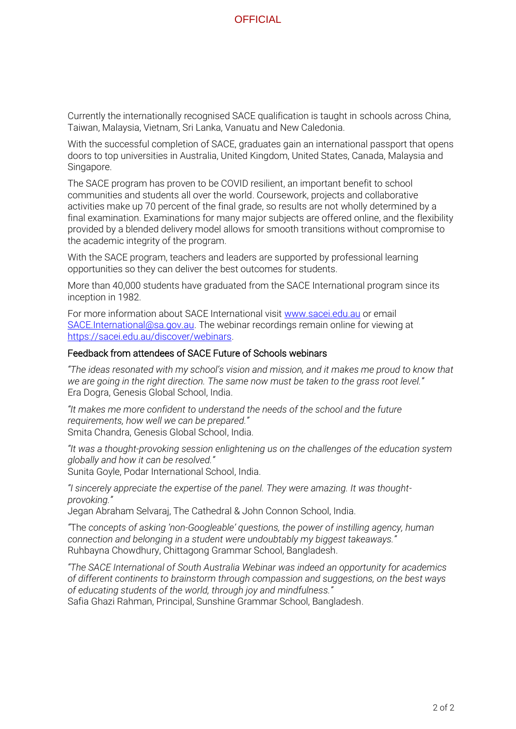Currently the internationally recognised SACE qualification is taught in schools across China, Taiwan, Malaysia, Vietnam, Sri Lanka, Vanuatu and New Caledonia.

With the successful completion of SACE, graduates gain an international passport that opens doors to top universities in Australia, United Kingdom, United States, Canada, Malaysia and Singapore.

The SACE program has proven to be COVID resilient, an important benefit to school communities and students all over the world. Coursework, projects and collaborative activities make up 70 percent of the final grade, so results are not wholly determined by a final examination. Examinations for many major subjects are offered online, and the flexibility provided by a blended delivery model allows for smooth transitions without compromise to the academic integrity of the program.

With the SACE program, teachers and leaders are supported by professional learning opportunities so they can deliver the best outcomes for students.

More than 40,000 students have graduated from the SACE International program since its inception in 1982.

For more information about SACE International visit [www.sacei.edu.au](http://www.sacei.edu.au) or email [SACE.International@sa.gov.au](mailto:SACE.International@sa.gov.au). The webinar recordings remain online for viewing at [https://sacei.edu.au/discover/webinars](https://sacei.edu.au/discover/webinars).

### Feedback from attendees of SACE Future of Schools webinars

*"The ideas resonated with my school's vision and mission, and it makes me proud to know that we are going in the right direction. The same now must be taken to the grass root level."*
Era Dogra, Genesis Global School, India.

*"It makes me more confident to understand the needs of the school and the future requirements, how well we can be prepared."*
Smita Chandra, Genesis Global School, India.

*"It was a thought-provoking session enlightening us on the challenges of the education system globally and how it can be resolved."*
Sunita Goyle, Podar International School, India.

*"I sincerely appreciate the expertise of the panel. They were amazing. It was thought-provoking."*
Jegan Abraham Selvaraj, The Cathedral & John Connon School, India.

"The *concepts of asking 'non-Googleable' questions, the power of instilling agency, human connection and belonging in a student were undoubtably my biggest takeaways."*
Ruhbayna Chowdhury, Chittagong Grammar School, Bangladesh.

*"The SACE International of South Australia Webinar was indeed an opportunity for academics of different continents to brainstorm through compassion and suggestions, on the best ways of educating students of the world, through joy and mindfulness."*
Safia Ghazi Rahman, Principal, Sunshine Grammar School, Bangladesh.